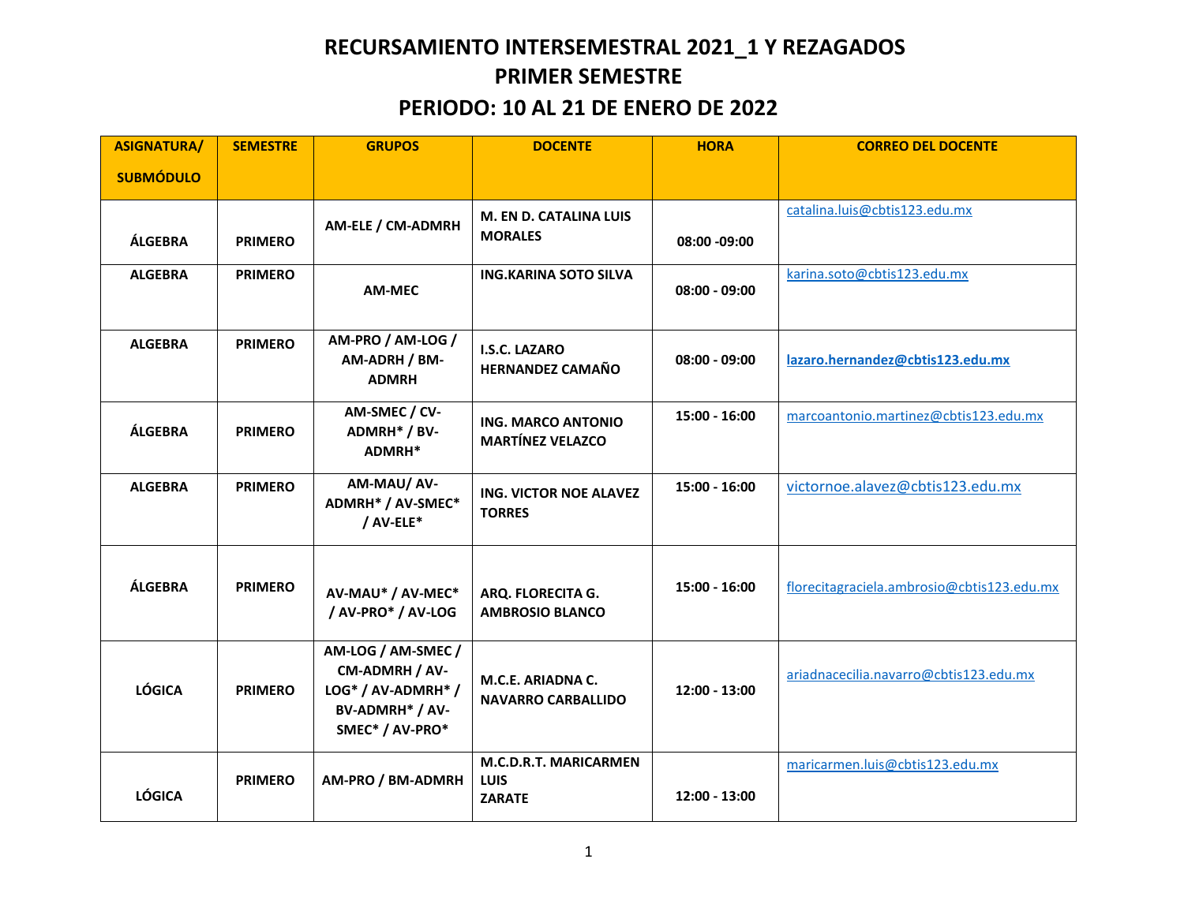# RECURSAMIENTO INTERSEMESTRAL 2021_1 Y REZAGADOS

## PRIMER SEMESTRE

## PERIODO: 10 AL 21 DE ENERO DE 2022

| ASIGNATURA/ SUBMÓDULO | SEMESTRE | GRUPOS | DOCENTE | HORA | CORREO DEL DOCENTE |
|---|---|---|---|---|---|
| ÁLGEBRA | PRIMERO | AM-ELE / CM-ADMRH | M. EN D. CATALINA LUIS MORALES | 08:00 -09:00 | catalina.luis@cbtis123.edu.mx |
| ALGEBRA | PRIMERO | AM-MEC | ING.KARINA SOTO SILVA | 08:00 - 09:00 | karina.soto@cbtis123.edu.mx |
| ALGEBRA | PRIMERO | AM-PRO / AM-LOG / AM-ADRH / BM-ADMRH | I.S.C. LAZARO HERNANDEZ CAMAÑO | 08:00 - 09:00 | **lazaro.hernandez@cbtis123.edu.mx** |
| ÁLGEBRA | PRIMERO | AM-SMEC / CV-ADMRH* / BV-ADMRH* | ING. MARCO ANTONIO MARTÍNEZ VELAZCO | 15:00 - 16:00 | marcoantonio.martinez@cbtis123.edu.mx |
| ALGEBRA | PRIMERO | AM-MAU/ AV-ADMRH* / AV-SMEC* / AV-ELE* | ING. VICTOR NOE ALAVEZ TORRES | 15:00 - 16:00 | victornoe.alavez@cbtis123.edu.mx |
| ÁLGEBRA | PRIMERO | AV-MAU* / AV-MEC* / AV-PRO* / AV-LOG | ARQ. FLORECITA G. AMBROSIO BLANCO | 15:00 - 16:00 | florecitagraciela.ambrosio@cbtis123.edu.mx |
| LÓGICA | PRIMERO | AM-LOG / AM-SMEC / CM-ADMRH / AV-LOG* / AV-ADMRH* / BV-ADMRH* / AV-SMEC* / AV-PRO* | M.C.E. ARIADNA C. NAVARRO CARBALLIDO | 12:00 - 13:00 | ariadnacecilia.navarro@cbtis123.edu.mx |
| LÓGICA | PRIMERO | AM-PRO / BM-ADMRH | M.C.D.R.T. MARICARMEN LUIS ZARATE | 12:00 - 13:00 | maricarmen.luis@cbtis123.edu.mx |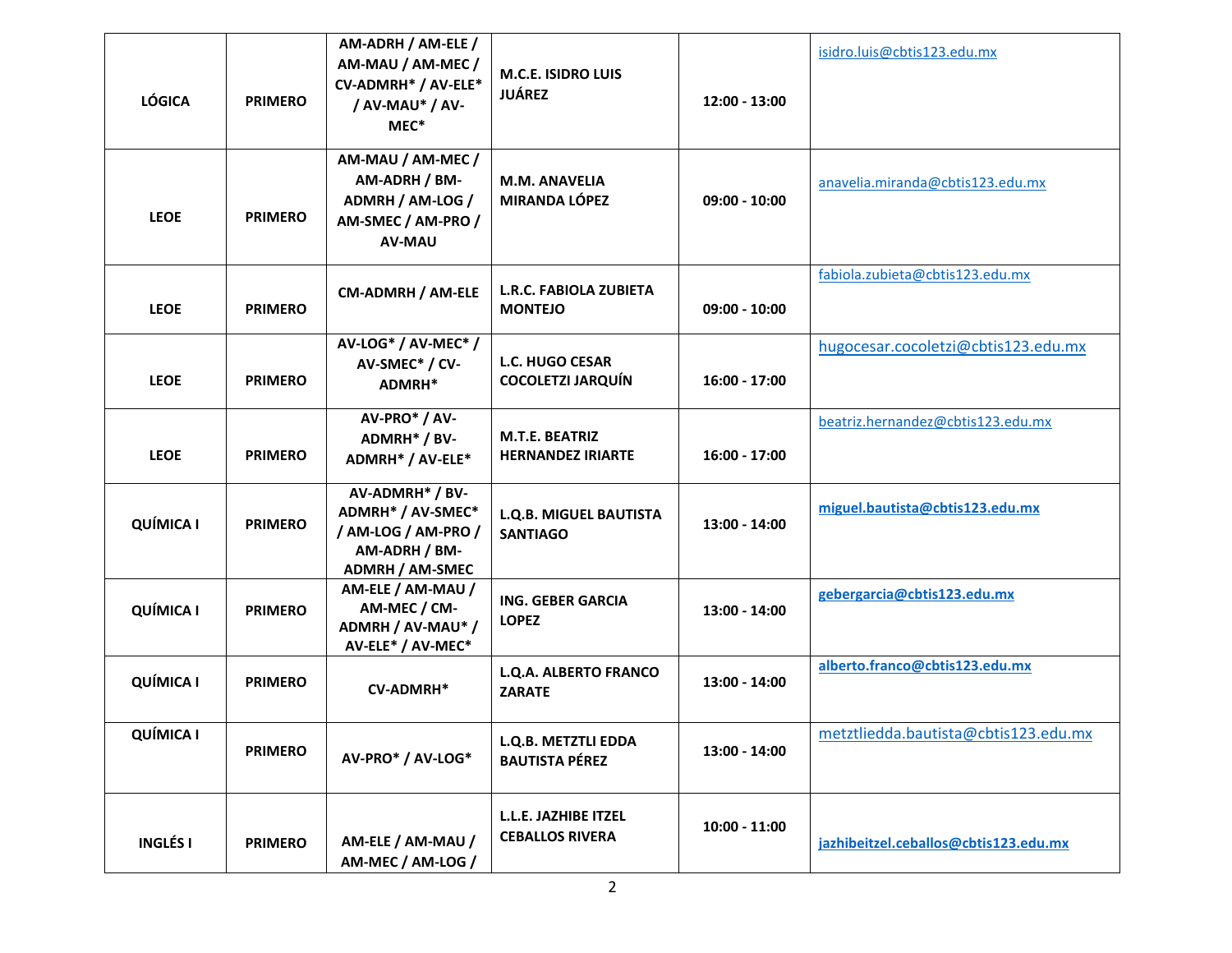| | | | | | |
|---|---|---|---|---|---|
| **LÓGICA** | **PRIMERO** | **AM-ADRH / AM-ELE / AM-MAU / AM-MEC / CV-ADMRH* / AV-ELE* / AV-MAU* / AV-MEC*** | **M.C.E. ISIDRO LUIS JUÁREZ** | **12:00 - 13:00** | isidro.luis@cbtis123.edu.mx |
| **LEOE** | **PRIMERO** | **AM-MAU / AM-MEC / AM-ADRH / BM-ADMRH / AM-LOG / AM-SMEC / AM-PRO / AV-MAU** | **M.M. ANAVELIA MIRANDA LÓPEZ** | **09:00 - 10:00** | anavelia.miranda@cbtis123.edu.mx |
| **LEOE** | **PRIMERO** | **CM-ADMRH / AM-ELE** | **L.R.C. FABIOLA ZUBIETA MONTEJO** | **09:00 - 10:00** | fabiola.zubieta@cbtis123.edu.mx |
| **LEOE** | **PRIMERO** | **AV-LOG* / AV-MEC* / AV-SMEC* / CV-ADMRH*** | **L.C. HUGO CESAR COCOLETZI JARQUÍN** | **16:00 - 17:00** | hugocesar.cocoletzi@cbtis123.edu.mx |
| **LEOE** | **PRIMERO** | **AV-PRO* / AV-ADMRH* / BV-ADMRH* / AV-ELE*** | **M.T.E. BEATRIZ HERNANDEZ IRIARTE** | **16:00 - 17:00** | beatriz.hernandez@cbtis123.edu.mx |
| **QUÍMICA I** | **PRIMERO** | **AV-ADMRH* / BV-ADMRH* / AV-SMEC* / AM-LOG / AM-PRO / AM-ADRH / BM-ADMRH / AM-SMEC** | **L.Q.B. MIGUEL BAUTISTA SANTIAGO** | **13:00 - 14:00** | **miguel.bautista@cbtis123.edu.mx** |
| **QUÍMICA I** | **PRIMERO** | **AM-ELE / AM-MAU / AM-MEC / CM-ADMRH / AV-MAU* / AV-ELE* / AV-MEC*** | **ING. GEBER GARCIA LOPEZ** | **13:00 - 14:00** | **gebergarcia@cbtis123.edu.mx** |
| **QUÍMICA I** | **PRIMERO** | **CV-ADMRH*** | **L.Q.A. ALBERTO FRANCO ZARATE** | **13:00 - 14:00** | **alberto.franco@cbtis123.edu.mx** |
| **QUÍMICA I** | **PRIMERO** | **AV-PRO* / AV-LOG*** | **L.Q.B. METZTLI EDDA BAUTISTA PÉREZ** | **13:00 - 14:00** | metztliedda.bautista@cbtis123.edu.mx |
| **INGLÉS I** | **PRIMERO** | **AM-ELE / AM-MAU / AM-MEC / AM-LOG /** | **L.L.E. JAZHIBE ITZEL CEBALLOS RIVERA** | **10:00 - 11:00** | **jazhibeitzel.ceballos@cbtis123.edu.mx** |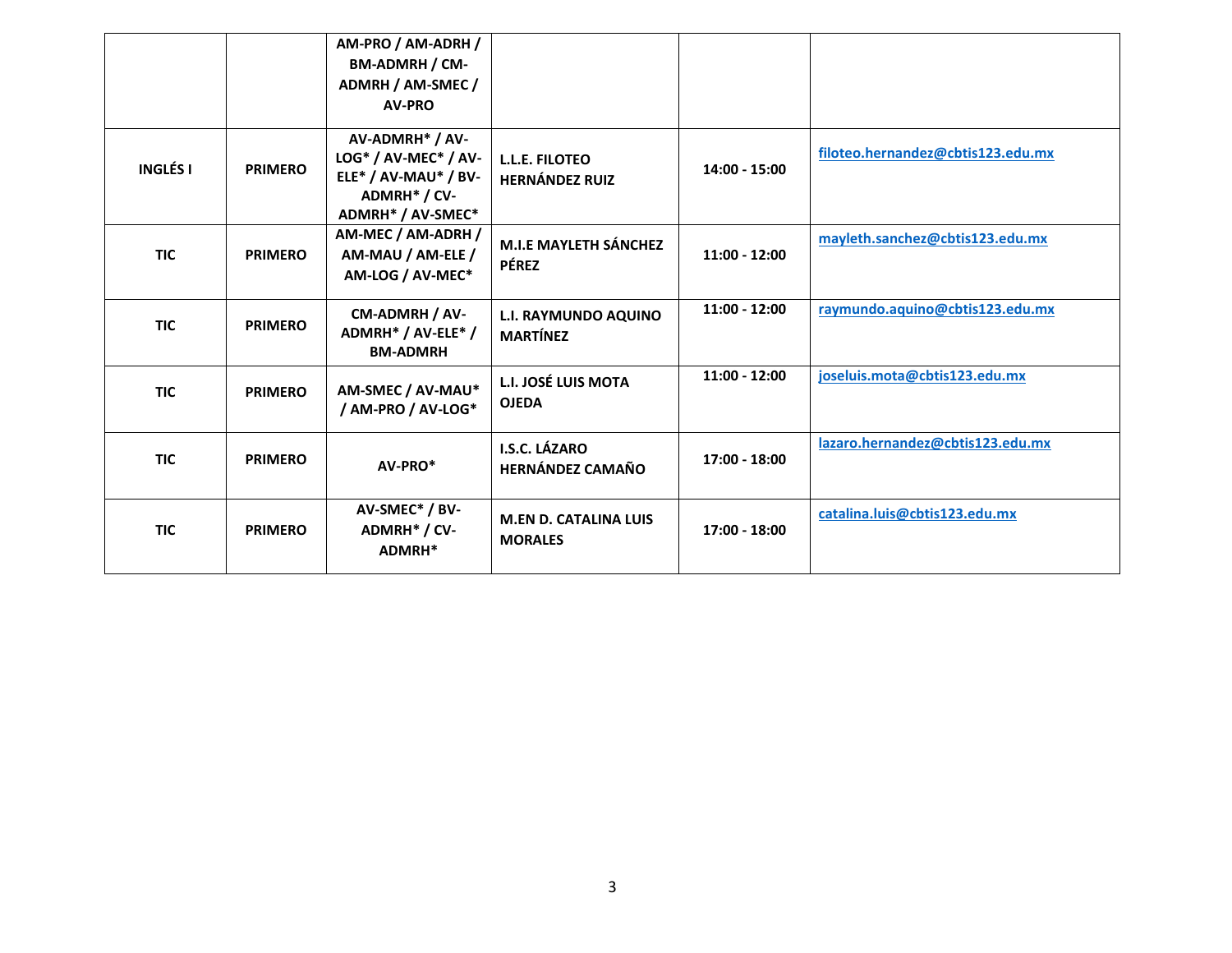| | | | | | |
|---|---|---|---|---|---|
| | | **AM-PRO / AM-ADRH / BM-ADMRH / CM-ADMRH / AM-SMEC / AV-PRO** | | | |
| **INGLÉS I** | **PRIMERO** | **AV-ADMRH* / AV-LOG* / AV-MEC* / AV-ELE* / AV-MAU* / BV-ADMRH* / CV-ADMRH* / AV-SMEC*** | **L.L.E. FILOTEO HERNÁNDEZ RUIZ** | **14:00 - 15:00** | **filoteo.hernandez@cbtis123.edu.mx** |
| **TIC** | **PRIMERO** | **AM-MEC / AM-ADRH / AM-MAU / AM-ELE / AM-LOG / AV-MEC*** | **M.I.E MAYLETH SÁNCHEZ PÉREZ** | **11:00 - 12:00** | **mayleth.sanchez@cbtis123.edu.mx** |
| **TIC** | **PRIMERO** | **CM-ADMRH / AV-ADMRH* / AV-ELE* / BM-ADMRH** | **L.I. RAYMUNDO AQUINO MARTÍNEZ** | **11:00 - 12:00** | **raymundo.aquino@cbtis123.edu.mx** |
| **TIC** | **PRIMERO** | **AM-SMEC / AV-MAU* / AM-PRO / AV-LOG*** | **L.I. JOSÉ LUIS MOTA OJEDA** | **11:00 - 12:00** | **joseluis.mota@cbtis123.edu.mx** |
| **TIC** | **PRIMERO** | **AV-PRO*** | **I.S.C. LÁZARO HERNÁNDEZ CAMAÑO** | **17:00 - 18:00** | **lazaro.hernandez@cbtis123.edu.mx** |
| **TIC** | **PRIMERO** | **AV-SMEC* / BV-ADMRH* / CV-ADMRH*** | **M.EN D. CATALINA LUIS MORALES** | **17:00 - 18:00** | **catalina.luis@cbtis123.edu.mx** |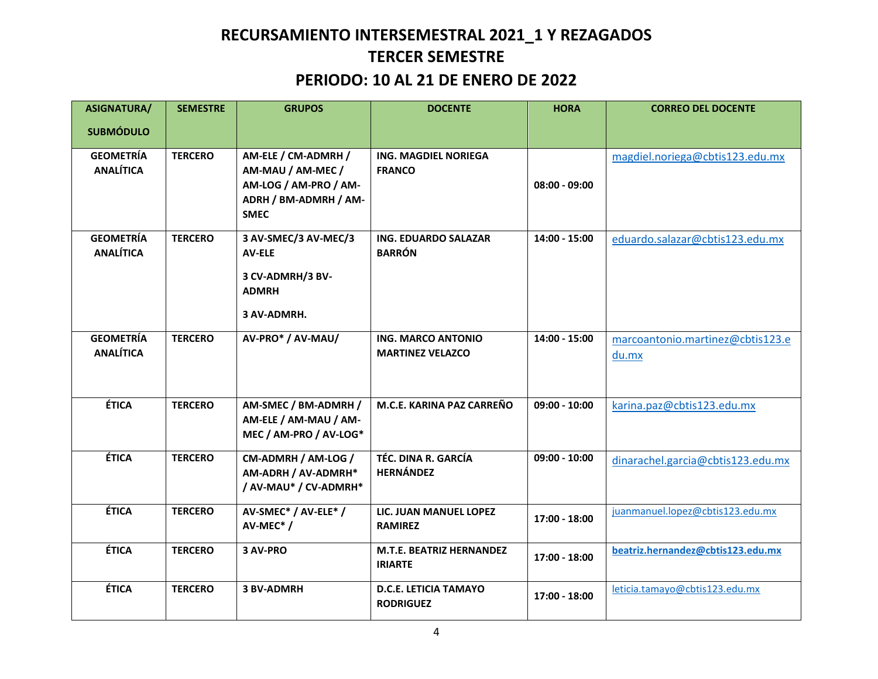# RECURSAMIENTO INTERSEMESTRAL 2021_1 Y REZAGADOS

## TERCER SEMESTRE

## PERIODO: 10 AL 21 DE ENERO DE 2022

| ASIGNATURA/ SUBMÓDULO | SEMESTRE | GRUPOS | DOCENTE | HORA | CORREO DEL DOCENTE |
|---|---|---|---|---|---|
| GEOMETRÍA ANALÍTICA | TERCERO | AM-ELE / CM-ADMRH / AM-MAU / AM-MEC / AM-LOG / AM-PRO / AM-ADRH / BM-ADMRH / AM-SMEC | ING. MAGDIEL NORIEGA FRANCO | 08:00 - 09:00 | magdiel.noriega@cbtis123.edu.mx |
| GEOMETRÍA ANALÍTICA | TERCERO | 3 AV-SMEC/3 AV-MEC/3 AV-ELE<br>3 CV-ADMRH/3 BV-ADMRH<br>3 AV-ADMRH. | ING. EDUARDO SALAZAR BARRÓN | 14:00 - 15:00 | eduardo.salazar@cbtis123.edu.mx |
| GEOMETRÍA ANALÍTICA | TERCERO | AV-PRO* / AV-MAU/ | ING. MARCO ANTONIO MARTINEZ VELAZCO | 14:00 - 15:00 | marcoantonio.martinez@cbtis123.edu.mx |
| ÉTICA | TERCERO | AM-SMEC / BM-ADMRH / AM-ELE / AM-MAU / AM-MEC / AM-PRO / AV-LOG* | M.C.E. KARINA PAZ CARREÑO | 09:00 - 10:00 | karina.paz@cbtis123.edu.mx |
| ÉTICA | TERCERO | CM-ADMRH / AM-LOG / AM-ADRH / AV-ADMRH* / AV-MAU* / CV-ADMRH* | TÉC. DINA R. GARCÍA HERNÁNDEZ | 09:00 - 10:00 | dinarachel.garcia@cbtis123.edu.mx |
| ÉTICA | TERCERO | AV-SMEC* / AV-ELE* / AV-MEC* / | LIC. JUAN MANUEL LOPEZ RAMIREZ | 17:00 - 18:00 | juanmanuel.lopez@cbtis123.edu.mx |
| ÉTICA | TERCERO | 3 AV-PRO | M.T.E. BEATRIZ HERNANDEZ IRIARTE | 17:00 - 18:00 | **beatriz.hernandez@cbtis123.edu.mx** |
| ÉTICA | TERCERO | 3 BV-ADMRH | D.C.E. LETICIA TAMAYO RODRIGUEZ | 17:00 - 18:00 | leticia.tamayo@cbtis123.edu.mx |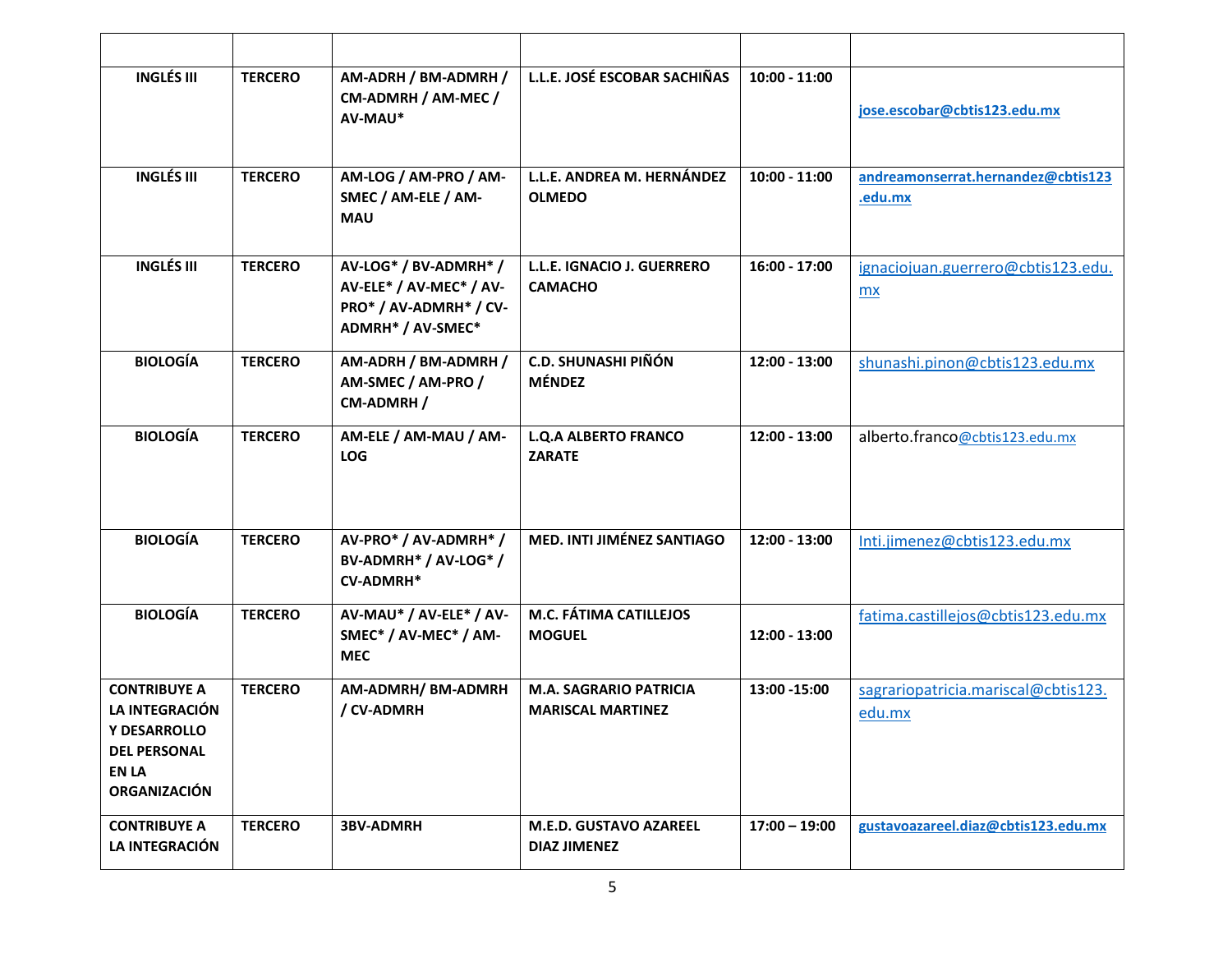| | | | | | |
|---|---|---|---|---|---|
| **INGLÉS III** | **TERCERO** | **AM-ADRH / BM-ADMRH / CM-ADMRH / AM-MEC / AV-MAU*** | **L.L.E. JOSÉ ESCOBAR SACHIÑAS** | **10:00 - 11:00** | **jose.escobar@cbtis123.edu.mx** |
| **INGLÉS III** | **TERCERO** | **AM-LOG / AM-PRO / AM-SMEC / AM-ELE / AM-MAU** | **L.L.E. ANDREA M. HERNÁNDEZ OLMEDO** | **10:00 - 11:00** | **andreamonserrat.hernandez@cbtis123.edu.mx** |
| **INGLÉS III** | **TERCERO** | **AV-LOG* / BV-ADMRH* / AV-ELE* / AV-MEC* / AV-PRO* / AV-ADMRH* / CV-ADMRH* / AV-SMEC*** | **L.L.E. IGNACIO J. GUERRERO CAMACHO** | **16:00 - 17:00** | ignaciojuan.guerrero@cbtis123.edu.mx |
| **BIOLOGÍA** | **TERCERO** | **AM-ADRH / BM-ADMRH / AM-SMEC / AM-PRO / CM-ADMRH /** | **C.D. SHUNASHI PIÑÓN MÉNDEZ** | **12:00 - 13:00** | shunashi.pinon@cbtis123.edu.mx |
| **BIOLOGÍA** | **TERCERO** | **AM-ELE / AM-MAU / AM-LOG** | **L.Q.A ALBERTO FRANCO ZARATE** | **12:00 - 13:00** | alberto.franco@cbtis123.edu.mx |
| **BIOLOGÍA** | **TERCERO** | **AV-PRO* / AV-ADMRH* / BV-ADMRH* / AV-LOG* / CV-ADMRH*** | **MED. INTI JIMÉNEZ SANTIAGO** | **12:00 - 13:00** | Inti.jimenez@cbtis123.edu.mx |
| **BIOLOGÍA** | **TERCERO** | **AV-MAU* / AV-ELE* / AV-SMEC* / AV-MEC* / AM-MEC** | **M.C. FÁTIMA CATILLEJOS MOGUEL** | **12:00 - 13:00** | fatima.castillejos@cbtis123.edu.mx |
| **CONTRIBUYE A LA INTEGRACIÓN Y DESARROLLO DEL PERSONAL EN LA ORGANIZACIÓN** | **TERCERO** | **AM-ADMRH/ BM-ADMRH / CV-ADMRH** | **M.A. SAGRARIO PATRICIA MARISCAL MARTINEZ** | **13:00 -15:00** | sagrariopatricia.mariscal@cbtis123.edu.mx |
| **CONTRIBUYE A LA INTEGRACIÓN** | **TERCERO** | **3BV-ADMRH** | **M.E.D. GUSTAVO AZAREEL DIAZ JIMENEZ** | **17:00 – 19:00** | **gustavoazareel.diaz@cbtis123.edu.mx** |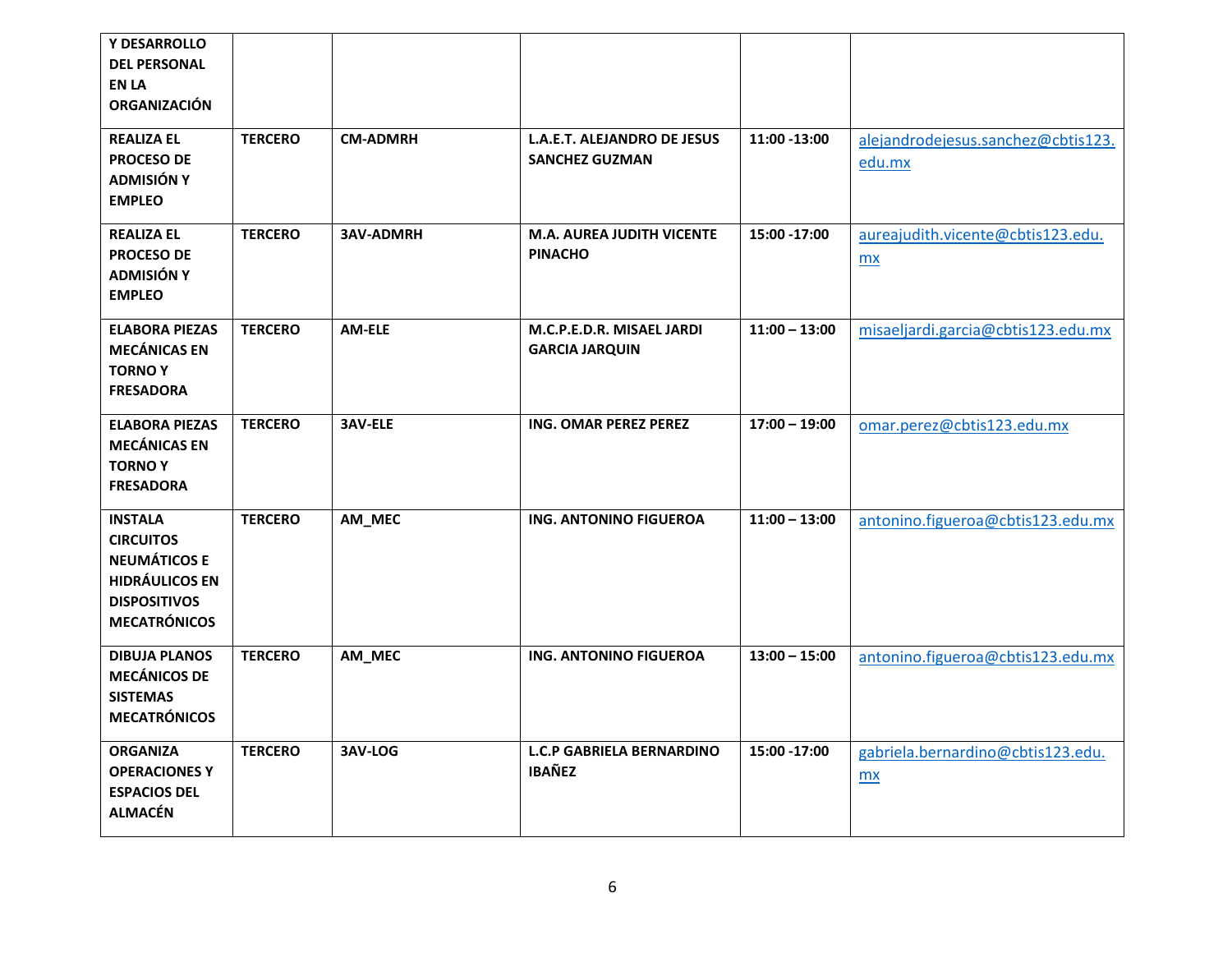| | | | | | |
|---|---|---|---|---|---|
| **Y DESARROLLO DEL PERSONAL EN LA ORGANIZACIÓN** | | | | | |
| **REALIZA EL PROCESO DE ADMISIÓN Y EMPLEO** | **TERCERO** | **CM-ADMRH** | **L.A.E.T. ALEJANDRO DE JESUS SANCHEZ GUZMAN** | **11:00 -13:00** | alejandrodejesus.sanchez@cbtis123.edu.mx |
| **REALIZA EL PROCESO DE ADMISIÓN Y EMPLEO** | **TERCERO** | **3AV-ADMRH** | **M.A. AUREA JUDITH VICENTE PINACHO** | **15:00 -17:00** | aureajudith.vicente@cbtis123.edu.mx |
| **ELABORA PIEZAS MECÁNICAS EN TORNO Y FRESADORA** | **TERCERO** | **AM-ELE** | **M.C.P.E.D.R. MISAEL JARDI GARCIA JARQUIN** | **11:00 – 13:00** | misaeljardi.garcia@cbtis123.edu.mx |
| **ELABORA PIEZAS MECÁNICAS EN TORNO Y FRESADORA** | **TERCERO** | **3AV-ELE** | **ING. OMAR PEREZ PEREZ** | **17:00 – 19:00** | omar.perez@cbtis123.edu.mx |
| **INSTALA CIRCUITOS NEUMÁTICOS E HIDRÁULICOS EN DISPOSITIVOS MECATRÓNICOS** | **TERCERO** | **AM_MEC** | **ING. ANTONINO FIGUEROA** | **11:00 – 13:00** | antonino.figueroa@cbtis123.edu.mx |
| **DIBUJA PLANOS MECÁNICOS DE SISTEMAS MECATRÓNICOS** | **TERCERO** | **AM_MEC** | **ING. ANTONINO FIGUEROA** | **13:00 – 15:00** | antonino.figueroa@cbtis123.edu.mx |
| **ORGANIZA OPERACIONES Y ESPACIOS DEL ALMACÉN** | **TERCERO** | **3AV-LOG** | **L.C.P GABRIELA BERNARDINO IBAÑEZ** | **15:00 -17:00** | gabriela.bernardino@cbtis123.edu.mx |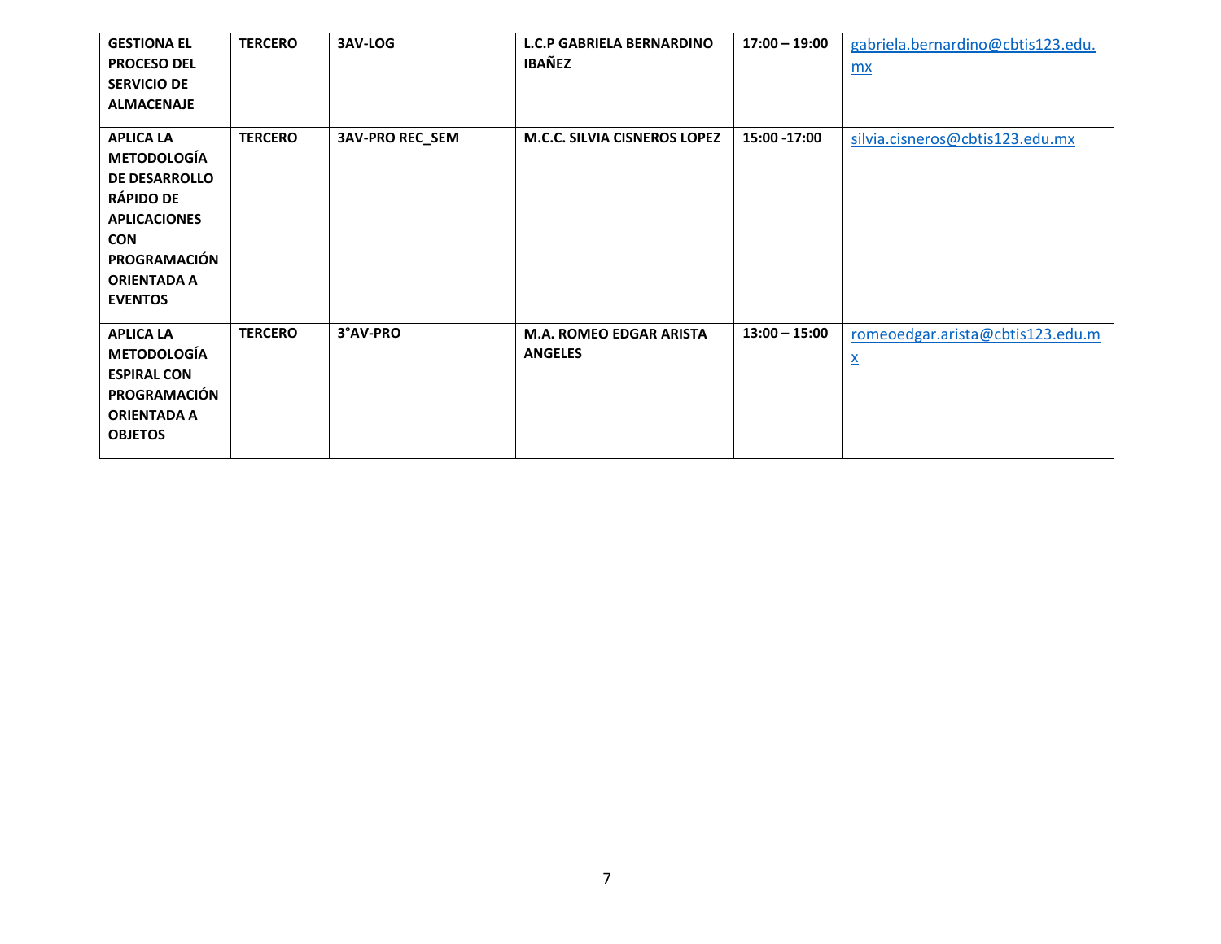| | | | | | |
|---|---|---|---|---|---|
| **GESTIONA EL PROCESO DEL SERVICIO DE ALMACENAJE** | **TERCERO** | **3AV-LOG** | **L.C.P GABRIELA BERNARDINO IBAÑEZ** | **17:00 – 19:00** | gabriela.bernardino@cbtis123.edu.mx |
| **APLICA LA METODOLOGÍA DE DESARROLLO RÁPIDO DE APLICACIONES CON PROGRAMACIÓN ORIENTADA A EVENTOS** | **TERCERO** | **3AV-PRO REC_SEM** | **M.C.C. SILVIA CISNEROS LOPEZ** | **15:00 -17:00** | silvia.cisneros@cbtis123.edu.mx |
| **APLICA LA METODOLOGÍA ESPIRAL CON PROGRAMACIÓN ORIENTADA A OBJETOS** | **TERCERO** | **3°AV-PRO** | **M.A. ROMEO EDGAR ARISTA ANGELES** | **13:00 – 15:00** | romeoedgar.arista@cbtis123.edu.mx |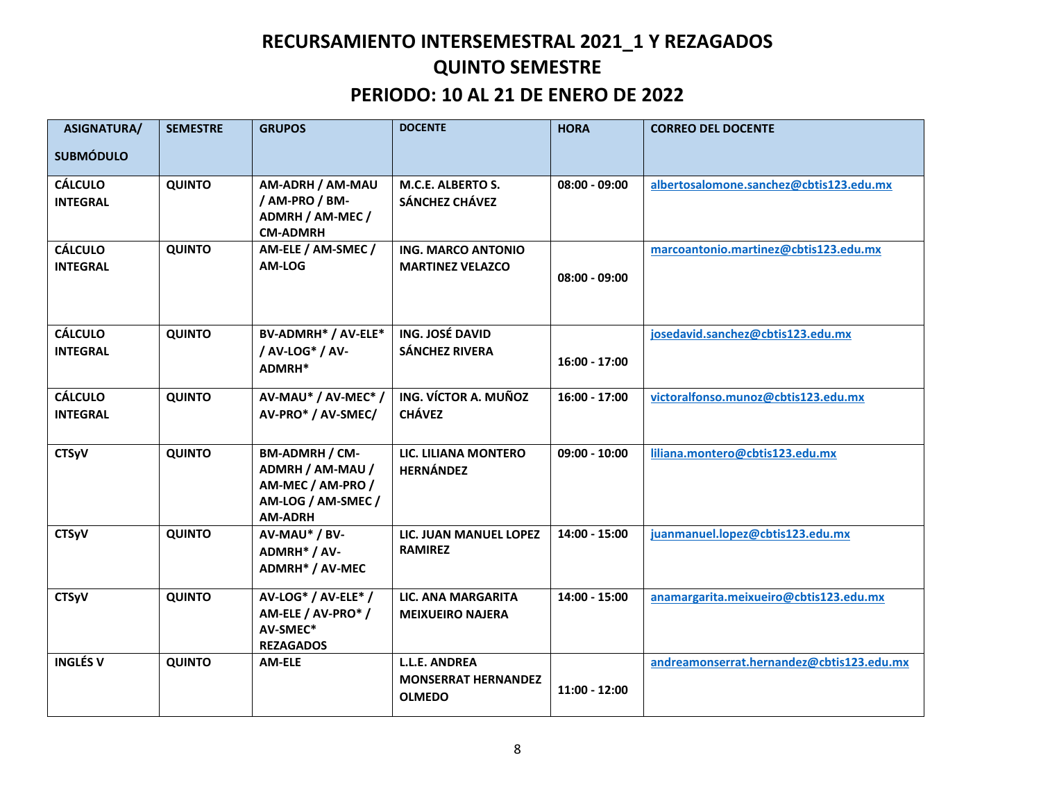# RECURSAMIENTO INTERSEMESTRAL 2021_1 Y REZAGADOS

## QUINTO SEMESTRE

## PERIODO: 10 AL 21 DE ENERO DE 2022

| ASIGNATURA/ SUBMÓDULO | SEMESTRE | GRUPOS | DOCENTE | HORA | CORREO DEL DOCENTE |
|---|---|---|---|---|---|
| CÁLCULO INTEGRAL | QUINTO | AM-ADRH / AM-MAU / AM-PRO / BM-ADMRH / AM-MEC / CM-ADMRH | M.C.E. ALBERTO S. SÁNCHEZ CHÁVEZ | 08:00 - 09:00 | albertosalomone.sanchez@cbtis123.edu.mx |
| CÁLCULO INTEGRAL | QUINTO | AM-ELE / AM-SMEC / AM-LOG | ING. MARCO ANTONIO MARTINEZ VELAZCO | 08:00 - 09:00 | marcoantonio.martinez@cbtis123.edu.mx |
| CÁLCULO INTEGRAL | QUINTO | BV-ADMRH* / AV-ELE* / AV-LOG* / AV-ADMRH* | ING. JOSÉ DAVID SÁNCHEZ RIVERA | 16:00 - 17:00 | josedavid.sanchez@cbtis123.edu.mx |
| CÁLCULO INTEGRAL | QUINTO | AV-MAU* / AV-MEC* / AV-PRO* / AV-SMEC/ | ING. VÍCTOR A. MUÑOZ CHÁVEZ | 16:00 - 17:00 | victoralfonso.munoz@cbtis123.edu.mx |
| CTSyV | QUINTO | BM-ADMRH / CM-ADMRH / AM-MAU / AM-MEC / AM-PRO / AM-LOG / AM-SMEC / AM-ADRH | LIC. LILIANA MONTERO HERNÁNDEZ | 09:00 - 10:00 | liliana.montero@cbtis123.edu.mx |
| CTSyV | QUINTO | AV-MAU* / BV-ADMRH* / AV-ADMRH* / AV-MEC | LIC. JUAN MANUEL LOPEZ RAMIREZ | 14:00 - 15:00 | juanmanuel.lopez@cbtis123.edu.mx |
| CTSyV | QUINTO | AV-LOG* / AV-ELE* / AM-ELE / AV-PRO* / AV-SMEC* REZAGADOS | LIC. ANA MARGARITA MEIXUEIRO NAJERA | 14:00 - 15:00 | anamargarita.meixueiro@cbtis123.edu.mx |
| INGLÉS V | QUINTO | AM-ELE | L.L.E. ANDREA MONSERRAT HERNANDEZ OLMEDO | 11:00 - 12:00 | andreamonserrat.hernandez@cbtis123.edu.mx |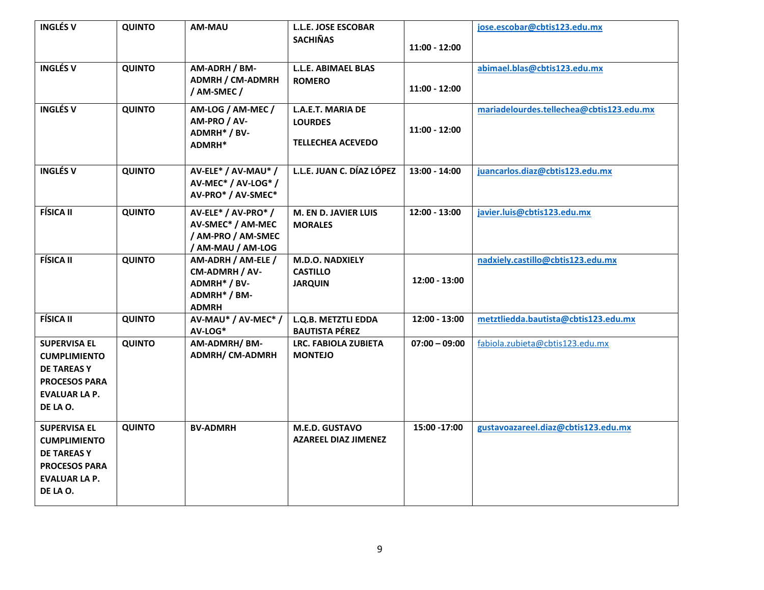| **INGLÉS V** | **QUINTO** | **AM-MAU** | **L.L.E. JOSE ESCOBAR SACHIÑAS** | **11:00 - 12:00** | jose.escobar@cbtis123.edu.mx |
|---|---|---|---|---|---|
| **INGLÉS V** | **QUINTO** | **AM-ADRH / BM-ADMRH / CM-ADMRH / AM-SMEC /** | **L.L.E. ABIMAEL BLAS ROMERO** | **11:00 - 12:00** | abimael.blas@cbtis123.edu.mx |
| **INGLÉS V** | **QUINTO** | **AM-LOG / AM-MEC / AM-PRO / AV-ADMRH* / BV-ADMRH*** | **L.A.E.T. MARIA DE LOURDES TELLECHEA ACEVEDO** | **11:00 - 12:00** | mariadelourdes.tellechea@cbtis123.edu.mx |
| **INGLÉS V** | **QUINTO** | **AV-ELE* / AV-MAU* / AV-MEC* / AV-LOG* / AV-PRO* / AV-SMEC*** | **L.L.E. JUAN C. DÍAZ LÓPEZ** | **13:00 - 14:00** | juancarlos.diaz@cbtis123.edu.mx |
| **FÍSICA II** | **QUINTO** | **AV-ELE* / AV-PRO* / AV-SMEC* / AM-MEC / AM-PRO / AM-SMEC / AM-MAU / AM-LOG** | **M. EN D. JAVIER LUIS MORALES** | **12:00 - 13:00** | javier.luis@cbtis123.edu.mx |
| **FÍSICA II** | **QUINTO** | **AM-ADRH / AM-ELE / CM-ADMRH / AV-ADMRH* / BV-ADMRH* / BM-ADMRH** | **M.D.O. NADXIELY CASTILLO JARQUIN** | **12:00 - 13:00** | nadxiely.castillo@cbtis123.edu.mx |
| **FÍSICA II** | **QUINTO** | **AV-MAU* / AV-MEC* / AV-LOG*** | **L.Q.B. METZTLI EDDA BAUTISTA PÉREZ** | **12:00 - 13:00** | metztliedda.bautista@cbtis123.edu.mx |
| **SUPERVISA EL CUMPLIMIENTO DE TAREAS Y PROCESOS PARA EVALUAR LA P. DE LA O.** | **QUINTO** | **AM-ADMRH/ BM-ADMRH/ CM-ADMRH** | **LRC. FABIOLA ZUBIETA MONTEJO** | **07:00 – 09:00** | fabiola.zubieta@cbtis123.edu.mx |
| **SUPERVISA EL CUMPLIMIENTO DE TAREAS Y PROCESOS PARA EVALUAR LA P. DE LA O.** | **QUINTO** | **BV-ADMRH** | **M.E.D. GUSTAVO AZAREEL DIAZ JIMENEZ** | **15:00 -17:00** | gustavoazareel.diaz@cbtis123.edu.mx |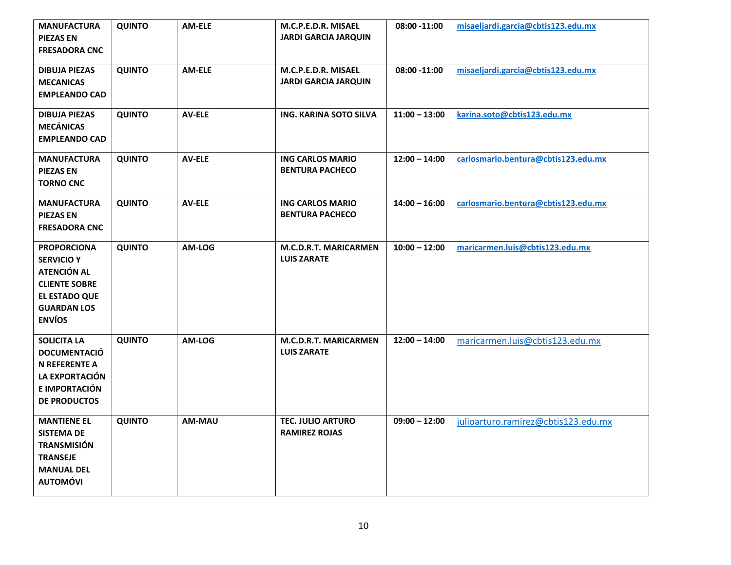| **MANUFACTURA PIEZAS EN FRESADORA CNC** | **QUINTO** | **AM-ELE** | **M.C.P.E.D.R. MISAEL JARDI GARCIA JARQUIN** | **08:00 -11:00** | **misaeljardi.garcia@cbtis123.edu.mx** |
|---|---|---|---|---|---|
| **DIBUJA PIEZAS MECANICAS EMPLEANDO CAD** | **QUINTO** | **AM-ELE** | **M.C.P.E.D.R. MISAEL JARDI GARCIA JARQUIN** | **08:00 -11:00** | **misaeljardi.garcia@cbtis123.edu.mx** |
| **DIBUJA PIEZAS MECÁNICAS EMPLEANDO CAD** | **QUINTO** | **AV-ELE** | **ING. KARINA SOTO SILVA** | **11:00 – 13:00** | **karina.soto@cbtis123.edu.mx** |
| **MANUFACTURA PIEZAS EN TORNO CNC** | **QUINTO** | **AV-ELE** | **ING CARLOS MARIO BENTURA PACHECO** | **12:00 – 14:00** | **carlosmario.bentura@cbtis123.edu.mx** |
| **MANUFACTURA PIEZAS EN FRESADORA CNC** | **QUINTO** | **AV-ELE** | **ING CARLOS MARIO BENTURA PACHECO** | **14:00 – 16:00** | **carlosmario.bentura@cbtis123.edu.mx** |
| **PROPORCIONA SERVICIO Y ATENCIÓN AL CLIENTE SOBRE EL ESTADO QUE GUARDAN LOS ENVÍOS** | **QUINTO** | **AM-LOG** | **M.C.D.R.T. MARICARMEN LUIS ZARATE** | **10:00 – 12:00** | **maricarmen.luis@cbtis123.edu.mx** |
| **SOLICITA LA DOCUMENTACIÓN REFERENTE A LA EXPORTACIÓN E IMPORTACIÓN DE PRODUCTOS** | **QUINTO** | **AM-LOG** | **M.C.D.R.T. MARICARMEN LUIS ZARATE** | **12:00 – 14:00** | maricarmen.luis@cbtis123.edu.mx |
| **MANTIENE EL SISTEMA DE TRANSMISIÓN TRANSEJE MANUAL DEL AUTOMÓVI** | **QUINTO** | **AM-MAU** | **TEC. JULIO ARTURO RAMIREZ ROJAS** | **09:00 – 12:00** | julioarturo.ramirez@cbtis123.edu.mx |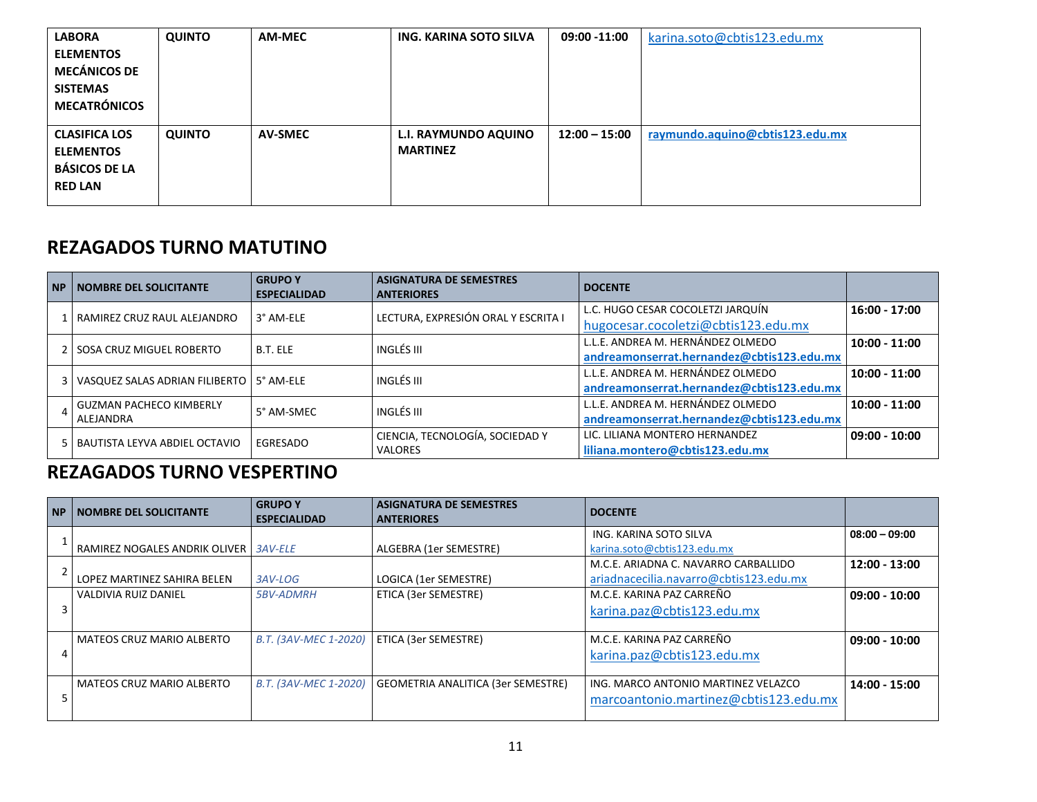| | | | | | |
|---|---|---|---|---|---|
| **LABORA ELEMENTOS MECÁNICOS DE SISTEMAS MECATRÓNICOS** | **QUINTO** | **AM-MEC** | **ING. KARINA SOTO SILVA** | **09:00 -11:00** | karina.soto@cbtis123.edu.mx |
| **CLASIFICA LOS ELEMENTOS BÁSICOS DE LA RED LAN** | **QUINTO** | **AV-SMEC** | **L.I. RAYMUNDO AQUINO MARTINEZ** | **12:00 – 15:00** | **raymundo.aquino@cbtis123.edu.mx** |

## REZAGADOS TURNO MATUTINO

| NP | NOMBRE DEL SOLICITANTE | GRUPO Y ESPECIALIDAD | ASIGNATURA DE SEMESTRES ANTERIORES | DOCENTE | |
|---|---|---|---|---|---|
| 1 | RAMIREZ CRUZ RAUL ALEJANDRO | 3° AM-ELE | LECTURA, EXPRESIÓN ORAL Y ESCRITA I | L.C. HUGO CESAR COCOLETZI JARQUÍN hugocesar.cocoletzi@cbtis123.edu.mx | **16:00 - 17:00** |
| 2 | SOSA CRUZ MIGUEL ROBERTO | B.T. ELE | INGLÉS III | L.L.E. ANDREA M. HERNÁNDEZ OLMEDO **andreamonserrat.hernandez@cbtis123.edu.mx** | **10:00 - 11:00** |
| 3 | VASQUEZ SALAS ADRIAN FILIBERTO | 5° AM-ELE | INGLÉS III | L.L.E. ANDREA M. HERNÁNDEZ OLMEDO **andreamonserrat.hernandez@cbtis123.edu.mx** | **10:00 - 11:00** |
| 4 | GUZMAN PACHECO KIMBERLY ALEJANDRA | 5° AM-SMEC | INGLÉS III | L.L.E. ANDREA M. HERNÁNDEZ OLMEDO **andreamonserrat.hernandez@cbtis123.edu.mx** | **10:00 - 11:00** |
| 5 | BAUTISTA LEYVA ABDIEL OCTAVIO | EGRESADO | CIENCIA, TECNOLOGÍA, SOCIEDAD Y VALORES | LIC. LILIANA MONTERO HERNANDEZ **liliana.montero@cbtis123.edu.mx** | **09:00 - 10:00** |

## REZAGADOS TURNO VESPERTINO

| NP | NOMBRE DEL SOLICITANTE | GRUPO Y ESPECIALIDAD | ASIGNATURA DE SEMESTRES ANTERIORES | DOCENTE | |
|---|---|---|---|---|---|
| 1 | RAMIREZ NOGALES ANDRIK OLIVER | *3AV-ELE* | ALGEBRA (1er SEMESTRE) | ING. KARINA SOTO SILVA karina.soto@cbtis123.edu.mx | **08:00 – 09:00** |
| 2 | LOPEZ MARTINEZ SAHIRA BELEN | *3AV-LOG* | LOGICA (1er SEMESTRE) | M.C.E. ARIADNA C. NAVARRO CARBALLIDO ariadnacecilia.navarro@cbtis123.edu.mx | **12:00 - 13:00** |
| 3 | VALDIVIA RUIZ DANIEL | *5BV-ADMRH* | ETICA (3er SEMESTRE) | M.C.E. KARINA PAZ CARREÑO karina.paz@cbtis123.edu.mx | **09:00 - 10:00** |
| 4 | MATEOS CRUZ MARIO ALBERTO | *B.T. (3AV-MEC 1-2020)* | ETICA (3er SEMESTRE) | M.C.E. KARINA PAZ CARREÑO karina.paz@cbtis123.edu.mx | **09:00 - 10:00** |
| 5 | MATEOS CRUZ MARIO ALBERTO | *B.T. (3AV-MEC 1-2020)* | GEOMETRIA ANALITICA (3er SEMESTRE) | ING. MARCO ANTONIO MARTINEZ VELAZCO marcoantonio.martinez@cbtis123.edu.mx | **14:00 - 15:00** |